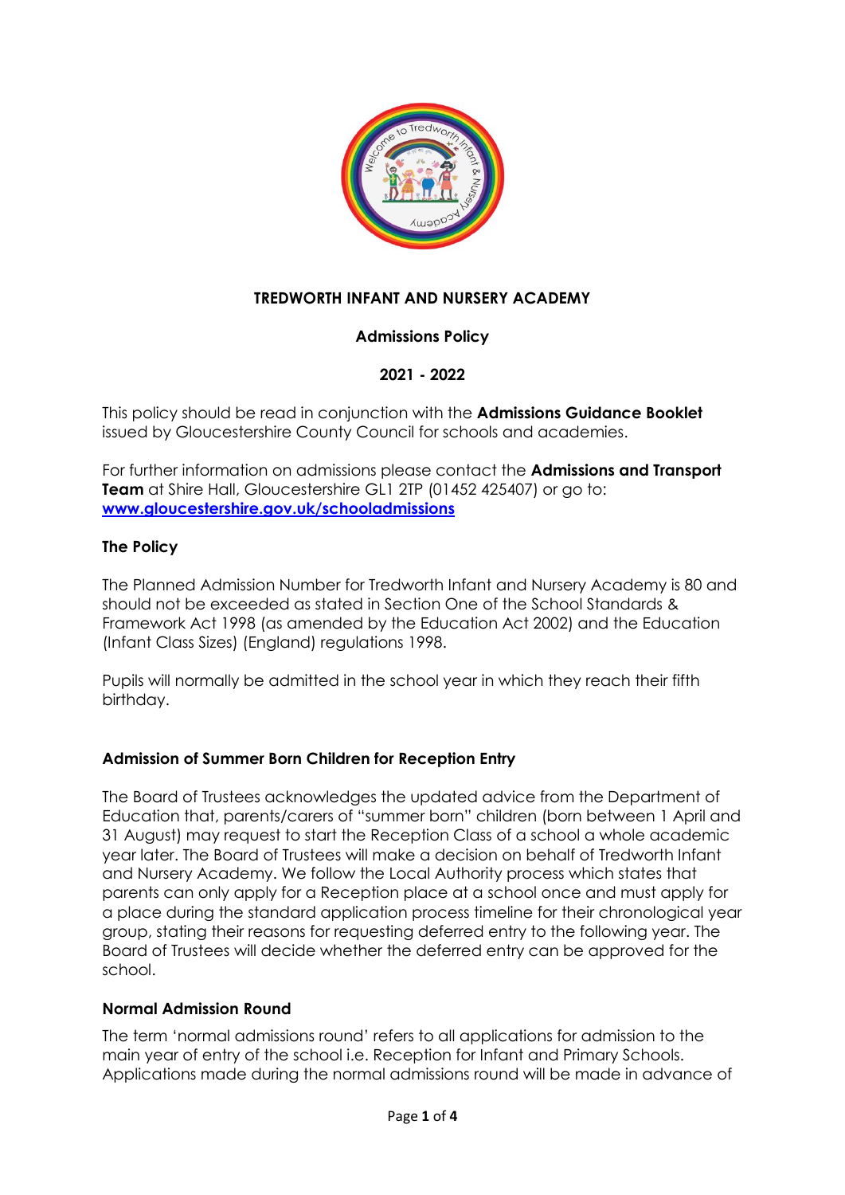**TREDWORTH INFANT AND NURSERY ACADEMY**

**Admissions Policy**

**2021 - 2022**

This policy should be read in conjunction with the **Admissions Guidance Booklet** issued by Gloucestershire County Council for schools and academies.

For further information on admissions please contact the **Admissions and Transport Team** at Shire Hall, Gloucestershire GL1 2TP (01452 425407) or go to: **[www.gloucestershire.gov.uk/schooladmissions](http://www.gloucestershire.gov.uk/schooladmissions)**

## The Policy

The Planned Admission Number for Tredworth Infant and Nursery Academy is 80 and should not be exceeded as stated in Section One of the School Standards & Framework Act 1998 (as amended by the Education Act 2002) and the Education (Infant Class Sizes) (England) regulations 1998.

Pupils will normally be admitted in the school year in which they reach their fifth birthday.

## Admission of Summer Born Children for Reception Entry

The Board of Trustees acknowledges the updated advice from the Department of Education that, parents/carers of "summer born" children (born between 1 April and 31 August) may request to start the Reception Class of a school a whole academic year later. The Board of Trustees will make a decision on behalf of Tredworth Infant and Nursery Academy. We follow the Local Authority process which states that parents can only apply for a Reception place at a school once and must apply for a place during the standard application process timeline for their chronological year group, stating their reasons for requesting deferred entry to the following year. The Board of Trustees will decide whether the deferred entry can be approved for the school.

## Normal Admission Round

The term 'normal admissions round' refers to all applications for admission to the main year of entry of the school i.e. Reception for Infant and Primary Schools. Applications made during the normal admissions round will be made in advance of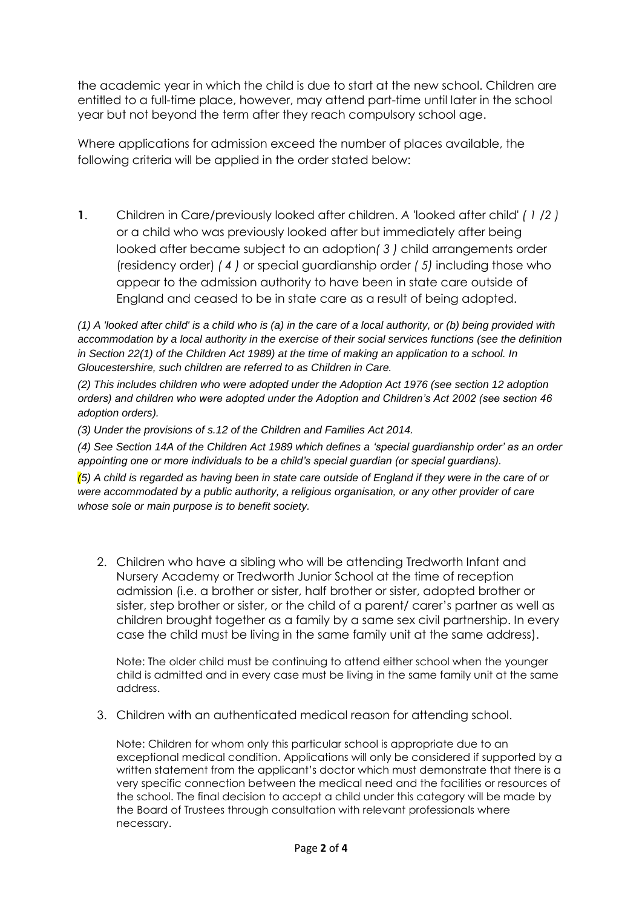the academic year in which the child is due to start at the new school. Children are entitled to a full-time place, however, may attend part-time until later in the school year but not beyond the term after they reach compulsory school age.

Where applications for admission exceed the number of places available, the following criteria will be applied in the order stated below:

**1**. Children in Care/previously looked after children. A 'looked after child' *( 1 /2 )* or a child who was previously looked after but immediately after being looked after became subject to an adoption*( 3 )* child arrangements order (residency order) *( 4 )* or special guardianship order *( 5)* including those who appear to the admission authority to have been in state care outside of England and ceased to be in state care as a result of being adopted.

*(1) A 'looked after child' is a child who is (a) in the care of a local authority, or (b) being provided with accommodation by a local authority in the exercise of their social services functions (see the definition in Section 22(1) of the Children Act 1989) at the time of making an application to a school. In Gloucestershire, such children are referred to as Children in Care.*

*(2) This includes children who were adopted under the Adoption Act 1976 (see section 12 adoption orders) and children who were adopted under the Adoption and Children's Act 2002 (see section 46 adoption orders).*

*(3) Under the provisions of s.12 of the Children and Families Act 2014.*

*(4) See Section 14A of the Children Act 1989 which defines a 'special guardianship order' as an order appointing one or more individuals to be a child's special guardian (or special guardians).*

*(5) A child is regarded as having been in state care outside of England if they were in the care of or were accommodated by a public authority, a religious organisation, or any other provider of care whose sole or main purpose is to benefit society.*

2. Children who have a sibling who will be attending Tredworth Infant and Nursery Academy or Tredworth Junior School at the time of reception admission (i.e. a brother or sister, half brother or sister, adopted brother or sister, step brother or sister, or the child of a parent/ carer's partner as well as children brought together as a family by a same sex civil partnership. In every case the child must be living in the same family unit at the same address).

   Note: The older child must be continuing to attend either school when the younger child is admitted and in every case must be living in the same family unit at the same address.

3. Children with an authenticated medical reason for attending school.

   Note: Children for whom only this particular school is appropriate due to an exceptional medical condition. Applications will only be considered if supported by a written statement from the applicant's doctor which must demonstrate that there is a very specific connection between the medical need and the facilities or resources of the school. The final decision to accept a child under this category will be made by the Board of Trustees through consultation with relevant professionals where necessary.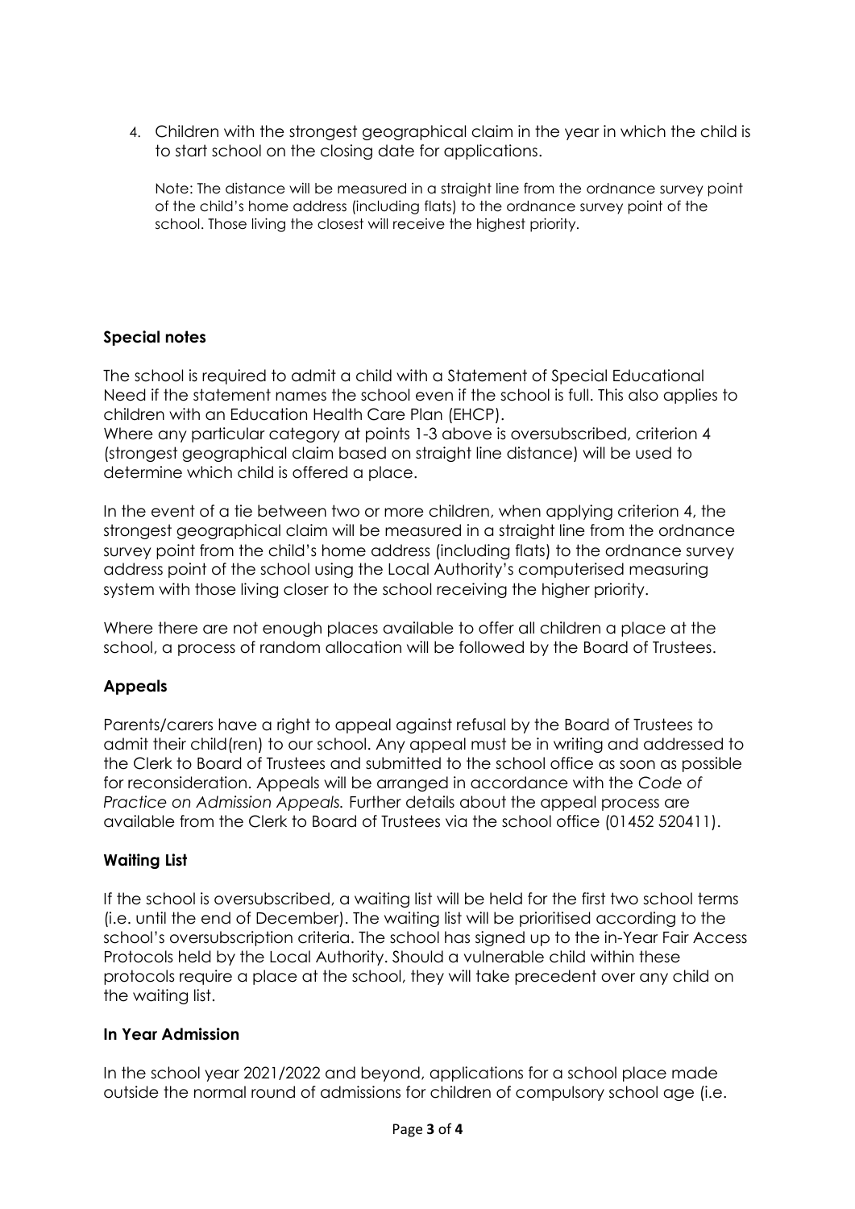4. Children with the strongest geographical claim in the year in which the child is to start school on the closing date for applications.

   Note: The distance will be measured in a straight line from the ordnance survey point of the child's home address (including flats) to the ordnance survey point of the school. Those living the closest will receive the highest priority.

### Special notes

The school is required to admit a child with a Statement of Special Educational Need if the statement names the school even if the school is full. This also applies to children with an Education Health Care Plan (EHCP).
Where any particular category at points 1-3 above is oversubscribed, criterion 4 (strongest geographical claim based on straight line distance) will be used to determine which child is offered a place.

In the event of a tie between two or more children, when applying criterion 4, the strongest geographical claim will be measured in a straight line from the ordnance survey point from the child's home address (including flats) to the ordnance survey address point of the school using the Local Authority's computerised measuring system with those living closer to the school receiving the higher priority.

Where there are not enough places available to offer all children a place at the school, a process of random allocation will be followed by the Board of Trustees.

### Appeals

Parents/carers have a right to appeal against refusal by the Board of Trustees to admit their child(ren) to our school. Any appeal must be in writing and addressed to the Clerk to Board of Trustees and submitted to the school office as soon as possible for reconsideration. Appeals will be arranged in accordance with the *Code of Practice on Admission Appeals.* Further details about the appeal process are available from the Clerk to Board of Trustees via the school office (01452 520411).

### Waiting List

If the school is oversubscribed, a waiting list will be held for the first two school terms (i.e. until the end of December). The waiting list will be prioritised according to the school's oversubscription criteria. The school has signed up to the in-Year Fair Access Protocols held by the Local Authority. Should a vulnerable child within these protocols require a place at the school, they will take precedent over any child on the waiting list.

### In Year Admission

In the school year 2021/2022 and beyond, applications for a school place made outside the normal round of admissions for children of compulsory school age (i.e.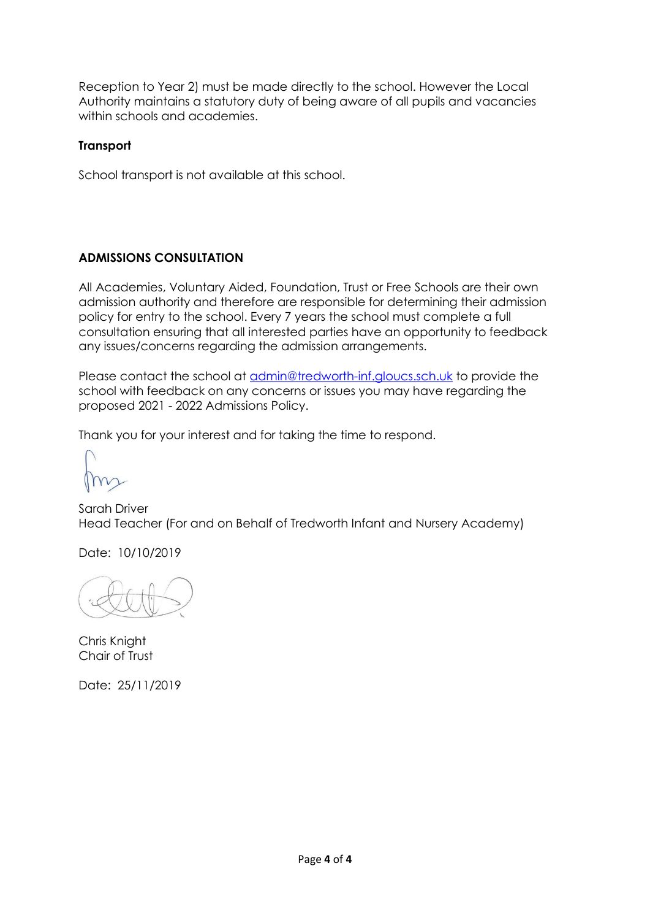Reception to Year 2) must be made directly to the school. However the Local Authority maintains a statutory duty of being aware of all pupils and vacancies within schools and academies.

**Transport**

School transport is not available at this school.

**ADMISSIONS CONSULTATION**

All Academies, Voluntary Aided, Foundation, Trust or Free Schools are their own admission authority and therefore are responsible for determining their admission policy for entry to the school. Every 7 years the school must complete a full consultation ensuring that all interested parties have an opportunity to feedback any issues/concerns regarding the admission arrangements.

Please contact the school at admin@tredworth-inf.gloucs.sch.uk to provide the school with feedback on any concerns or issues you may have regarding the proposed 2021 - 2022 Admissions Policy.

Thank you for your interest and for taking the time to respond.

Sarah Driver
Head Teacher (For and on Behalf of Tredworth Infant and Nursery Academy)

Date: 10/10/2019

Chris Knight
Chair of Trust

Date: 25/11/2019